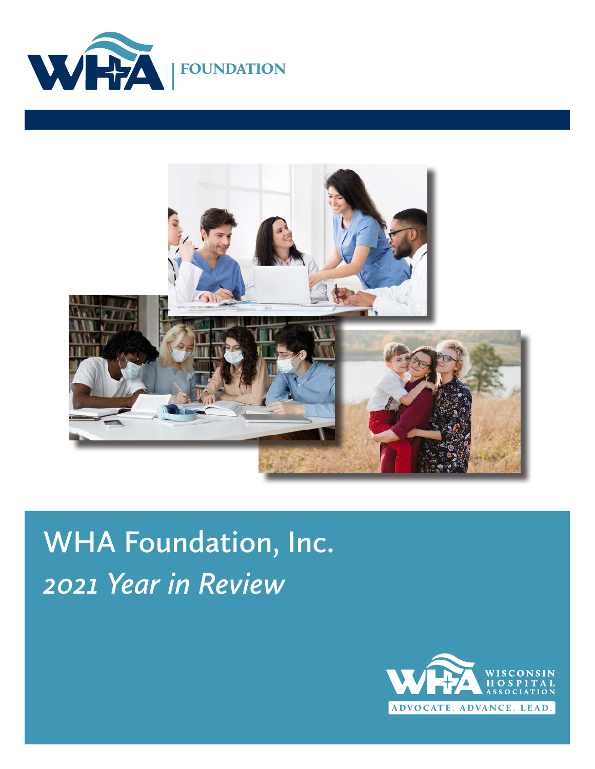WHA | FOUNDATION

# WHA Foundation, Inc.

## *2021 Year in Review*

WISCONSIN HOSPITAL ASSOCIATION

ADVOCATE. ADVANCE. LEAD.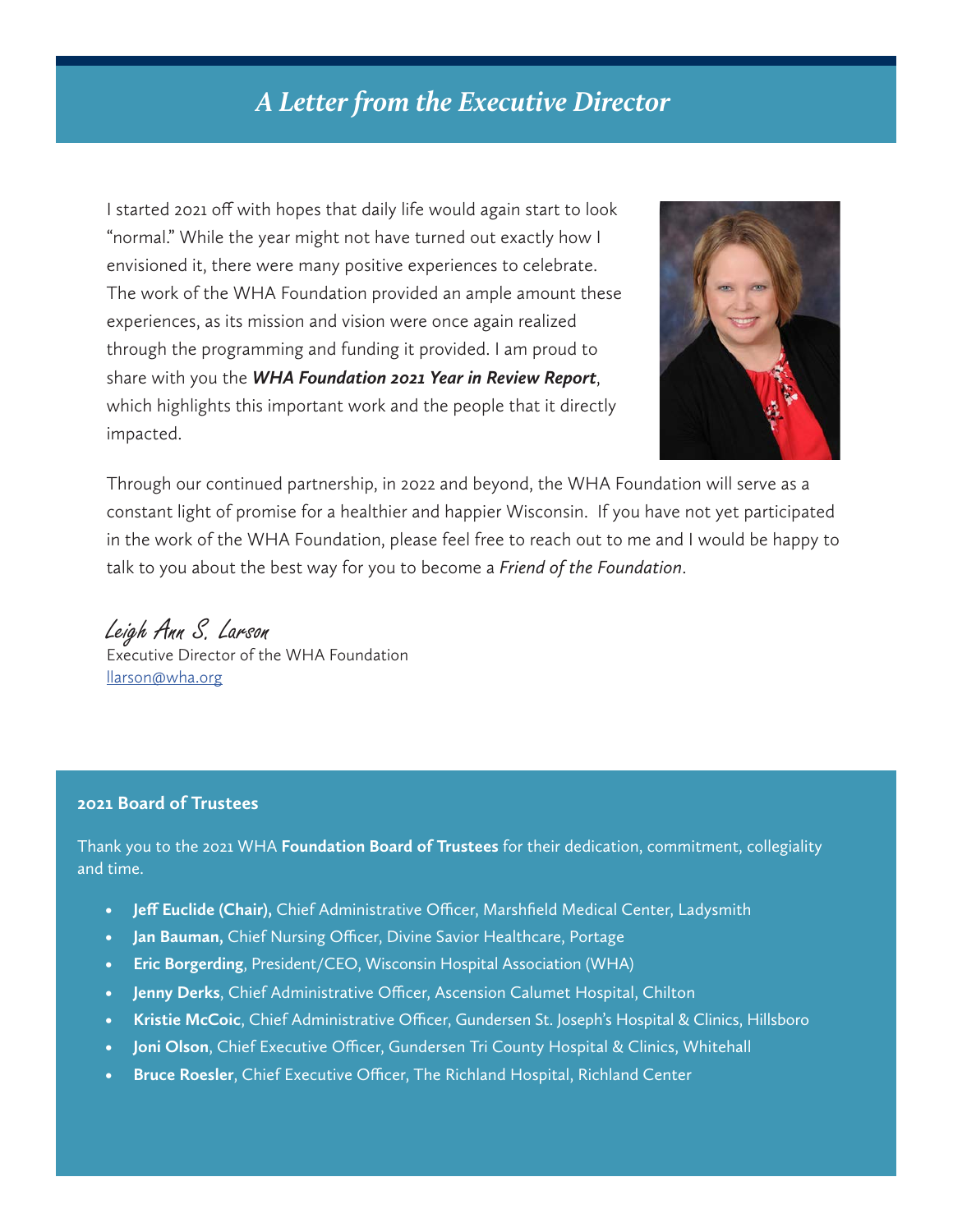# *A Letter from the Executive Director*

I started 2021 off with hopes that daily life would again start to look "normal." While the year might not have turned out exactly how I envisioned it, there were many positive experiences to celebrate. The work of the WHA Foundation provided an ample amount these experiences, as its mission and vision were once again realized through the programming and funding it provided. I am proud to share with you the ***WHA Foundation 2021 Year in Review Report***, which highlights this important work and the people that it directly impacted.

Through our continued partnership, in 2022 and beyond, the WHA Foundation will serve as a constant light of promise for a healthier and happier Wisconsin. If you have not yet participated in the work of the WHA Foundation, please feel free to reach out to me and I would be happy to talk to you about the best way for you to become a *Friend of the Foundation*.

*Leigh Ann S. Larson*
Executive Director of the WHA Foundation
llarson@wha.org

### 2021 Board of Trustees

Thank you to the 2021 WHA **Foundation Board of Trustees** for their dedication, commitment, collegiality and time.

- **Jeff Euclide (Chair),** Chief Administrative Officer, Marshfield Medical Center, Ladysmith
- **Jan Bauman,** Chief Nursing Officer, Divine Savior Healthcare, Portage
- **Eric Borgerding**, President/CEO, Wisconsin Hospital Association (WHA)
- **Jenny Derks**, Chief Administrative Officer, Ascension Calumet Hospital, Chilton
- **Kristie McCoic**, Chief Administrative Officer, Gundersen St. Joseph's Hospital & Clinics, Hillsboro
- **Joni Olson**, Chief Executive Officer, Gundersen Tri County Hospital & Clinics, Whitehall
- **Bruce Roesler**, Chief Executive Officer, The Richland Hospital, Richland Center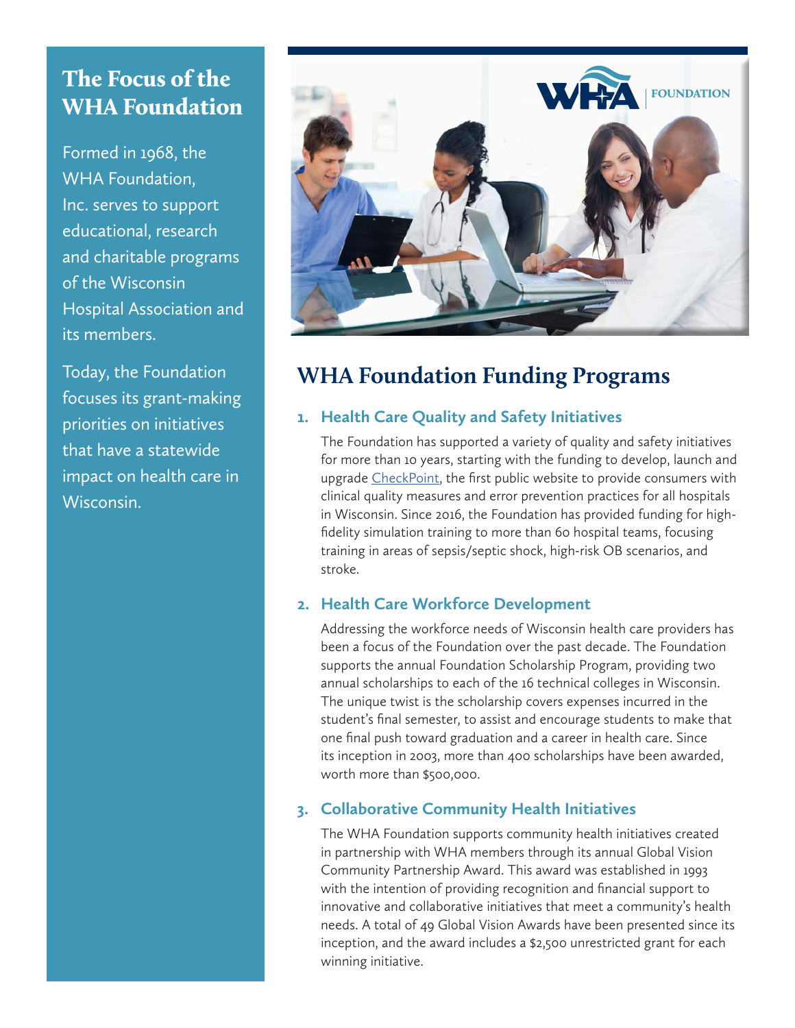## The Focus of the WHA Foundation

Formed in 1968, the WHA Foundation, Inc. serves to support educational, research and charitable programs of the Wisconsin Hospital Association and its members.

Today, the Foundation focuses its grant-making priorities on initiatives that have a statewide impact on health care in Wisconsin.

## WHA Foundation Funding Programs

### 1. Health Care Quality and Safety Initiatives

The Foundation has supported a variety of quality and safety initiatives for more than 10 years, starting with the funding to develop, launch and upgrade CheckPoint, the first public website to provide consumers with clinical quality measures and error prevention practices for all hospitals in Wisconsin. Since 2016, the Foundation has provided funding for high-fidelity simulation training to more than 60 hospital teams, focusing training in areas of sepsis/septic shock, high-risk OB scenarios, and stroke.

### 2. Health Care Workforce Development

Addressing the workforce needs of Wisconsin health care providers has been a focus of the Foundation over the past decade. The Foundation supports the annual Foundation Scholarship Program, providing two annual scholarships to each of the 16 technical colleges in Wisconsin. The unique twist is the scholarship covers expenses incurred in the student's final semester, to assist and encourage students to make that one final push toward graduation and a career in health care. Since its inception in 2003, more than 400 scholarships have been awarded, worth more than $500,000.

### 3. Collaborative Community Health Initiatives

The WHA Foundation supports community health initiatives created in partnership with WHA members through its annual Global Vision Community Partnership Award. This award was established in 1993 with the intention of providing recognition and financial support to innovative and collaborative initiatives that meet a community's health needs. A total of 49 Global Vision Awards have been presented since its inception, and the award includes a $2,500 unrestricted grant for each winning initiative.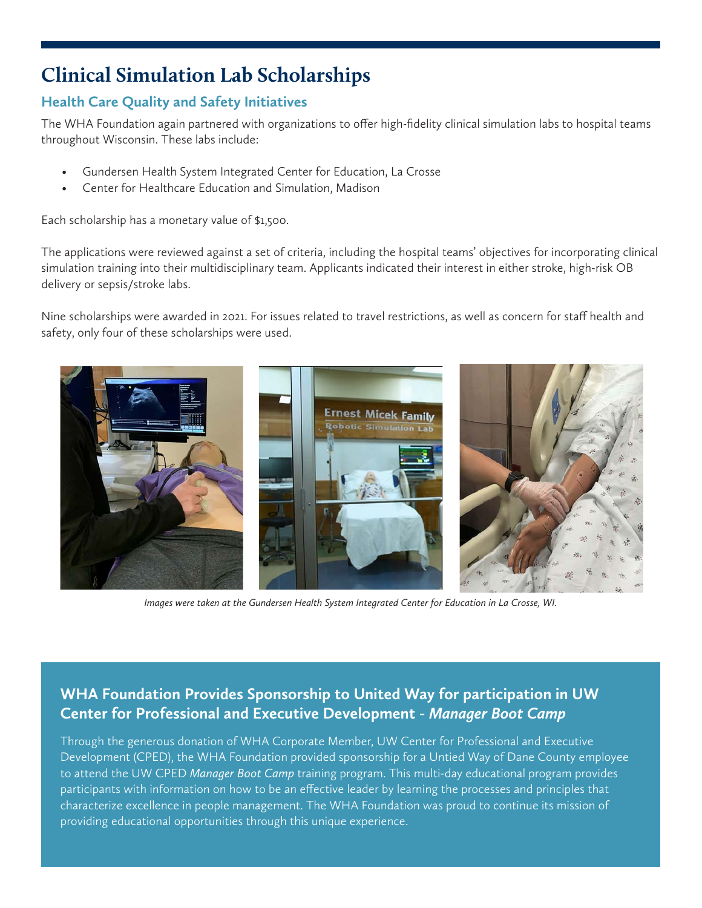# Clinical Simulation Lab Scholarships

## Health Care Quality and Safety Initiatives

The WHA Foundation again partnered with organizations to offer high-fidelity clinical simulation labs to hospital teams throughout Wisconsin. These labs include:

- Gundersen Health System Integrated Center for Education, La Crosse
- Center for Healthcare Education and Simulation, Madison

Each scholarship has a monetary value of $1,500.

The applications were reviewed against a set of criteria, including the hospital teams' objectives for incorporating clinical simulation training into their multidisciplinary team. Applicants indicated their interest in either stroke, high-risk OB delivery or sepsis/stroke labs.

Nine scholarships were awarded in 2021. For issues related to travel restrictions, as well as concern for staff health and safety, only four of these scholarships were used.

*Images were taken at the Gundersen Health System Integrated Center for Education in La Crosse, WI.*

## WHA Foundation Provides Sponsorship to United Way for participation in UW Center for Professional and Executive Development - *Manager Boot Camp*

Through the generous donation of WHA Corporate Member, UW Center for Professional and Executive Development (CPED), the WHA Foundation provided sponsorship for a Untied Way of Dane County employee to attend the UW CPED *Manager Boot Camp* training program. This multi-day educational program provides participants with information on how to be an effective leader by learning the processes and principles that characterize excellence in people management. The WHA Foundation was proud to continue its mission of providing educational opportunities through this unique experience.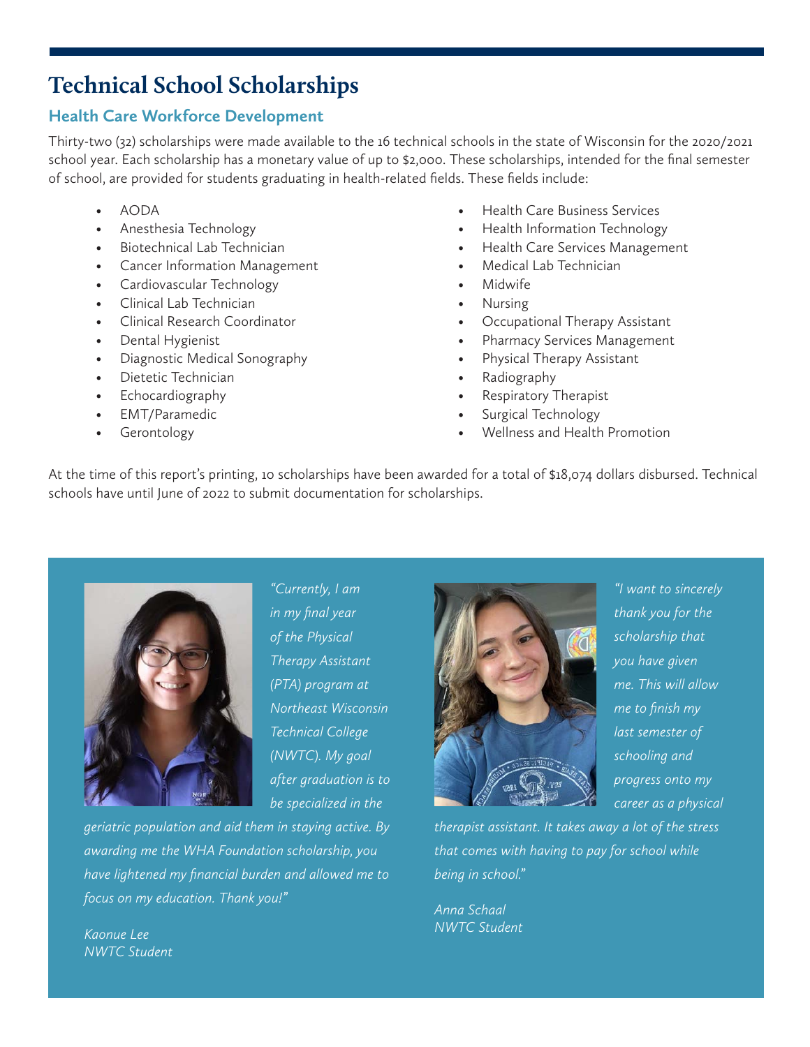# Technical School Scholarships

## Health Care Workforce Development

Thirty-two (32) scholarships were made available to the 16 technical schools in the state of Wisconsin for the 2020/2021 school year. Each scholarship has a monetary value of up to $2,000. These scholarships, intended for the final semester of school, are provided for students graduating in health-related fields. These fields include:

- AODA
- Anesthesia Technology
- Biotechnical Lab Technician
- Cancer Information Management
- Cardiovascular Technology
- Clinical Lab Technician
- Clinical Research Coordinator
- Dental Hygienist
- Diagnostic Medical Sonography
- Dietetic Technician
- Echocardiography
- EMT/Paramedic
- Gerontology
- Health Care Business Services
- Health Information Technology
- Health Care Services Management
- Medical Lab Technician
- Midwife
- Nursing
- Occupational Therapy Assistant
- Pharmacy Services Management
- Physical Therapy Assistant
- Radiography
- Respiratory Therapist
- Surgical Technology
- Wellness and Health Promotion

At the time of this report's printing, 10 scholarships have been awarded for a total of $18,074 dollars disbursed. Technical schools have until June of 2022 to submit documentation for scholarships.

*"Currently, I am in my final year of the Physical Therapy Assistant (PTA) program at Northeast Wisconsin Technical College (NWTC). My goal after graduation is to be specialized in the geriatric population and aid them in staying active. By awarding me the WHA Foundation scholarship, you have lightened my financial burden and allowed me to focus on my education. Thank you!"*

*Kaonue Lee*
*NWTC Student*

*"I want to sincerely thank you for the scholarship that you have given me. This will allow me to finish my last semester of schooling and progress onto my career as a physical therapist assistant. It takes away a lot of the stress that comes with having to pay for school while being in school."*

*Anna Schaal*
*NWTC Student*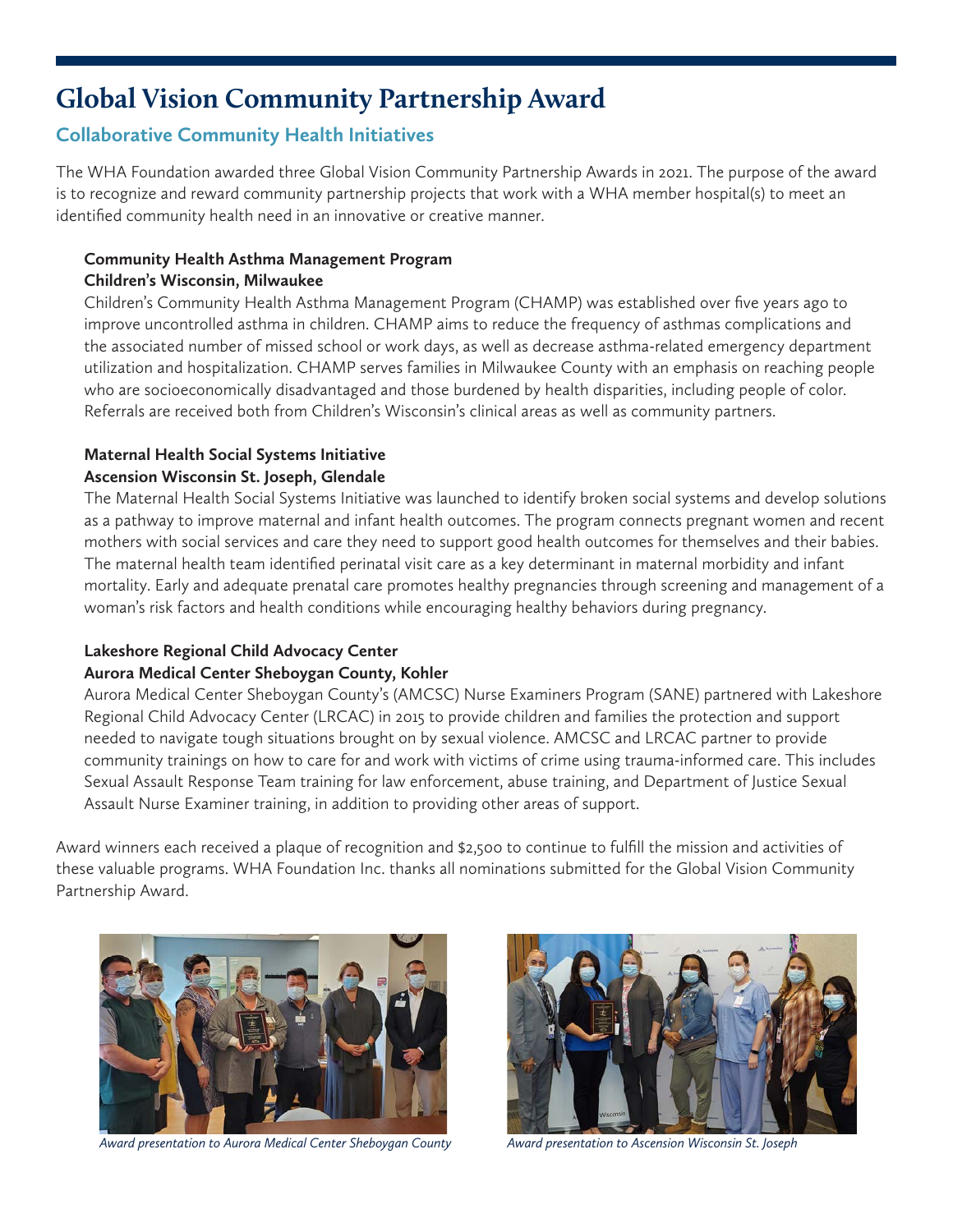# Global Vision Community Partnership Award

## Collaborative Community Health Initiatives

The WHA Foundation awarded three Global Vision Community Partnership Awards in 2021. The purpose of the award is to recognize and reward community partnership projects that work with a WHA member hospital(s) to meet an identified community health need in an innovative or creative manner.

**Community Health Asthma Management Program**
**Children's Wisconsin, Milwaukee**

Children's Community Health Asthma Management Program (CHAMP) was established over five years ago to improve uncontrolled asthma in children. CHAMP aims to reduce the frequency of asthmas complications and the associated number of missed school or work days, as well as decrease asthma-related emergency department utilization and hospitalization. CHAMP serves families in Milwaukee County with an emphasis on reaching people who are socioeconomically disadvantaged and those burdened by health disparities, including people of color. Referrals are received both from Children's Wisconsin's clinical areas as well as community partners.

**Maternal Health Social Systems Initiative**
**Ascension Wisconsin St. Joseph, Glendale**

The Maternal Health Social Systems Initiative was launched to identify broken social systems and develop solutions as a pathway to improve maternal and infant health outcomes. The program connects pregnant women and recent mothers with social services and care they need to support good health outcomes for themselves and their babies. The maternal health team identified perinatal visit care as a key determinant in maternal morbidity and infant mortality. Early and adequate prenatal care promotes healthy pregnancies through screening and management of a woman's risk factors and health conditions while encouraging healthy behaviors during pregnancy.

**Lakeshore Regional Child Advocacy Center**
**Aurora Medical Center Sheboygan County, Kohler**

Aurora Medical Center Sheboygan County's (AMCSC) Nurse Examiners Program (SANE) partnered with Lakeshore Regional Child Advocacy Center (LRCAC) in 2015 to provide children and families the protection and support needed to navigate tough situations brought on by sexual violence. AMCSC and LRCAC partner to provide community trainings on how to care for and work with victims of crime using trauma-informed care. This includes Sexual Assault Response Team training for law enforcement, abuse training, and Department of Justice Sexual Assault Nurse Examiner training, in addition to providing other areas of support.

Award winners each received a plaque of recognition and $2,500 to continue to fulfill the mission and activities of these valuable programs. WHA Foundation Inc. thanks all nominations submitted for the Global Vision Community Partnership Award.

*Award presentation to Aurora Medical Center Sheboygan County*

*Award presentation to Ascension Wisconsin St. Joseph*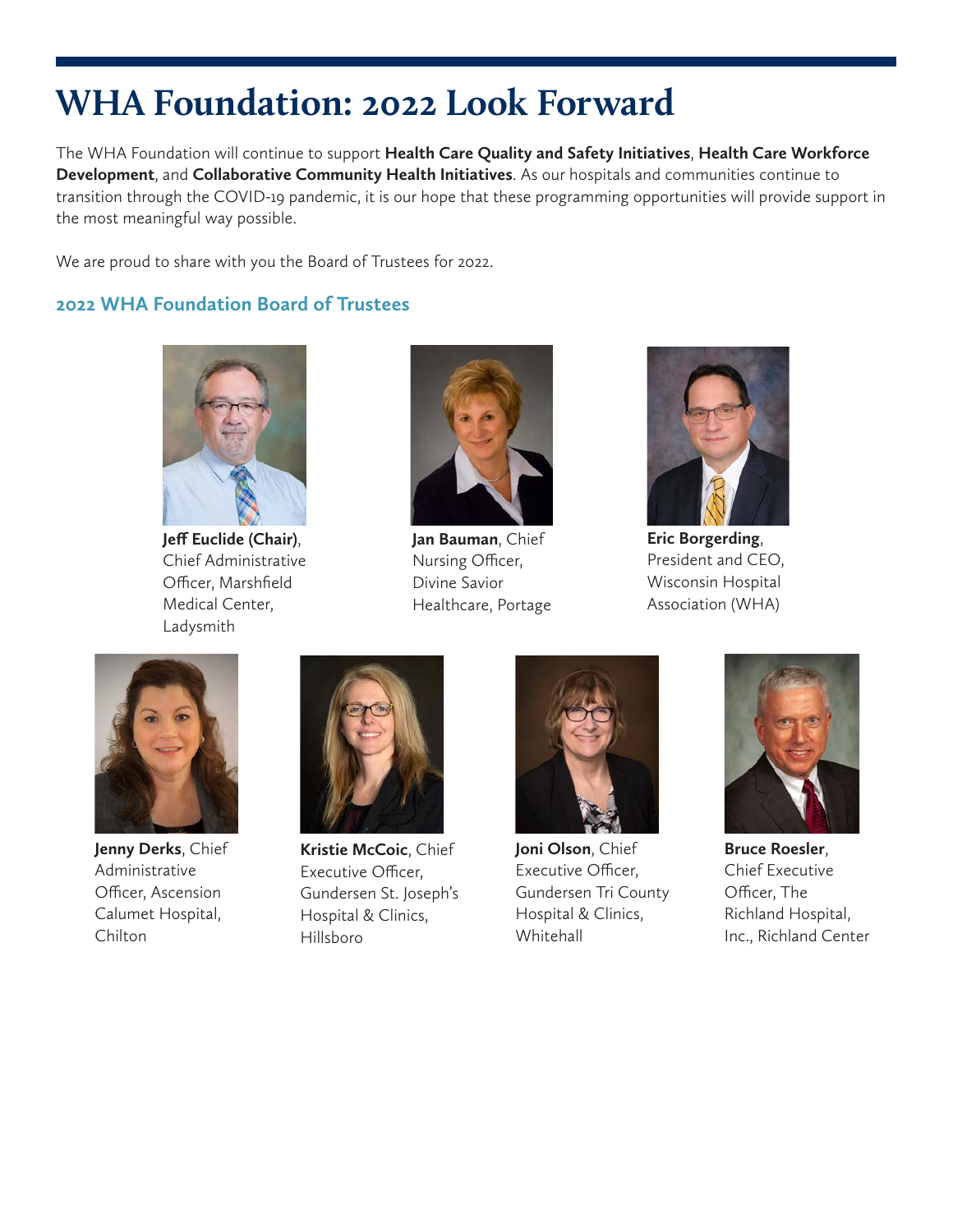# WHA Foundation: 2022 Look Forward

The WHA Foundation will continue to support **Health Care Quality and Safety Initiatives**, **Health Care Workforce Development**, and **Collaborative Community Health Initiatives**. As our hospitals and communities continue to transition through the COVID-19 pandemic, it is our hope that these programming opportunities will provide support in the most meaningful way possible.

We are proud to share with you the Board of Trustees for 2022.

## 2022 WHA Foundation Board of Trustees

**Jeff Euclide (Chair)**, Chief Administrative Officer, Marshfield Medical Center, Ladysmith

**Jan Bauman**, Chief Nursing Officer, Divine Savior Healthcare, Portage

**Eric Borgerding**, President and CEO, Wisconsin Hospital Association (WHA)

**Jenny Derks**, Chief Administrative Officer, Ascension Calumet Hospital, Chilton

**Kristie McCoic**, Chief Executive Officer, Gundersen St. Joseph's Hospital & Clinics, Hillsboro

**Joni Olson**, Chief Executive Officer, Gundersen Tri County Hospital & Clinics, Whitehall

**Bruce Roesler**, Chief Executive Officer, The Richland Hospital, Inc., Richland Center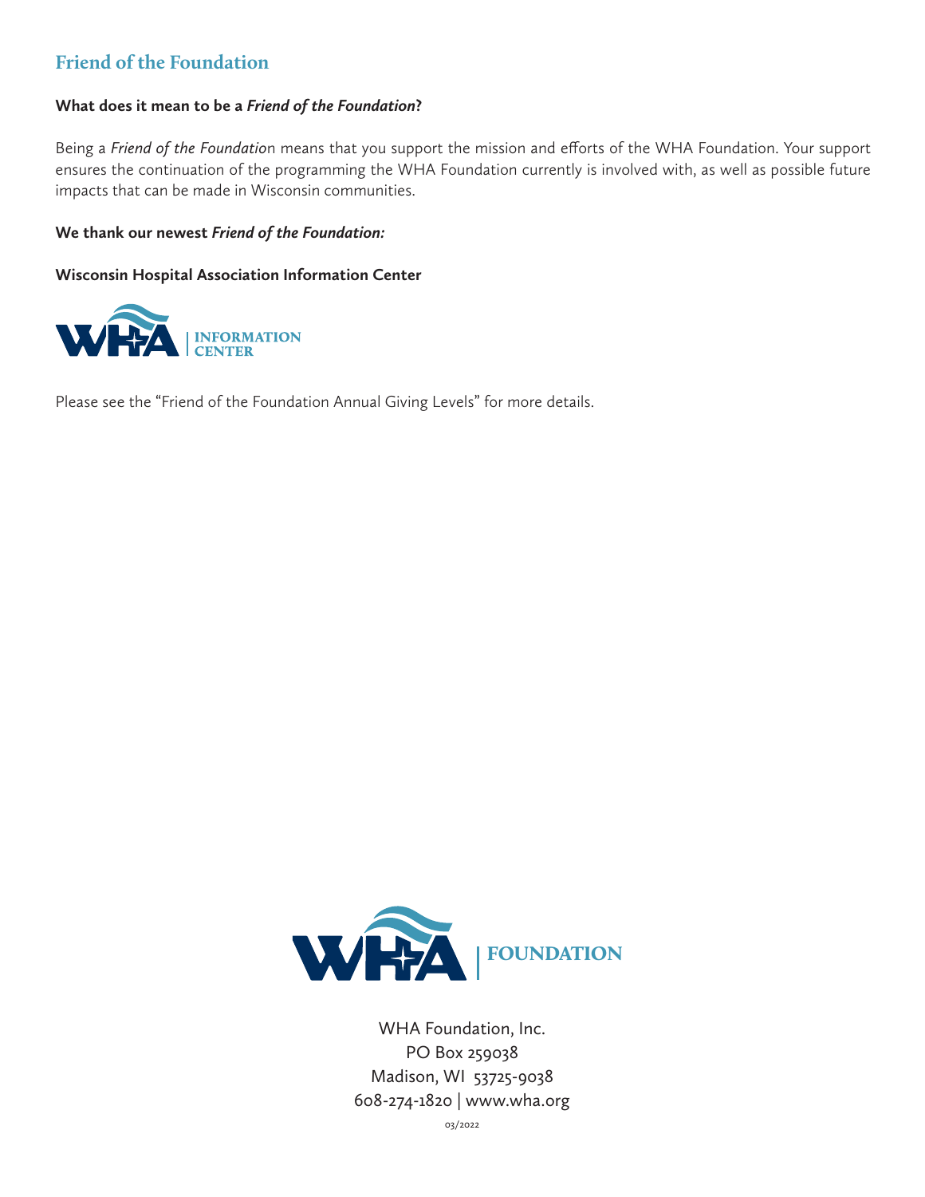## Friend of the Foundation

**What does it mean to be a *Friend of the Foundation*?**

Being a *Friend of the Foundatio*n means that you support the mission and efforts of the WHA Foundation. Your support ensures the continuation of the programming the WHA Foundation currently is involved with, as well as possible future impacts that can be made in Wisconsin communities.

**We thank our newest *Friend of the Foundation:***

**Wisconsin Hospital Association Information Center**

WHA | INFORMATION CENTER

Please see the "Friend of the Foundation Annual Giving Levels" for more details.

WHA | FOUNDATION

WHA Foundation, Inc.
PO Box 259038
Madison, WI 53725-9038
608-274-1820 | www.wha.org

03/2022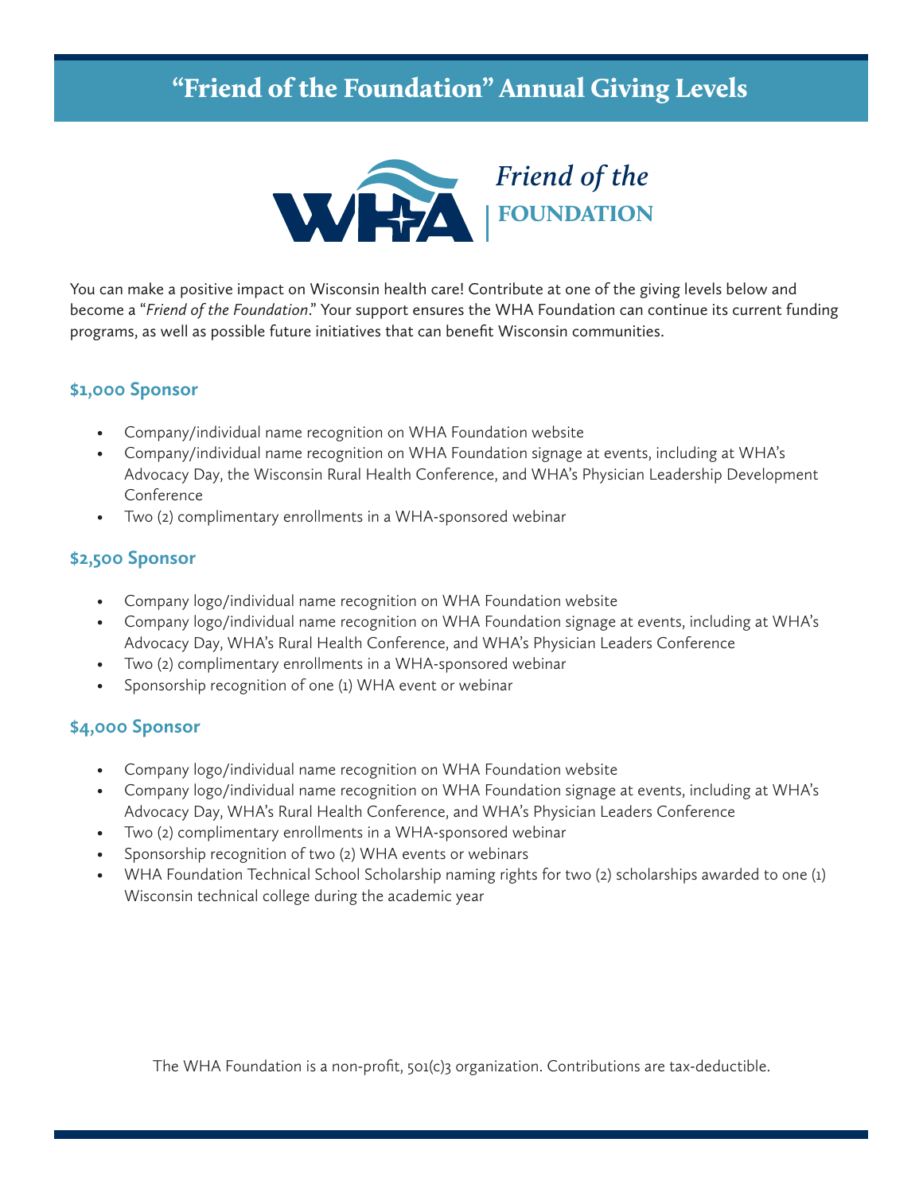# "Friend of the Foundation" Annual Giving Levels

WHA *Friend of the* FOUNDATION

You can make a positive impact on Wisconsin health care! Contribute at one of the giving levels below and become a "*Friend of the Foundation*." Your support ensures the WHA Foundation can continue its current funding programs, as well as possible future initiatives that can benefit Wisconsin communities.

## $1,000 Sponsor

- Company/individual name recognition on WHA Foundation website
- Company/individual name recognition on WHA Foundation signage at events, including at WHA's Advocacy Day, the Wisconsin Rural Health Conference, and WHA's Physician Leadership Development Conference
- Two (2) complimentary enrollments in a WHA-sponsored webinar

## $2,500 Sponsor

- Company logo/individual name recognition on WHA Foundation website
- Company logo/individual name recognition on WHA Foundation signage at events, including at WHA's Advocacy Day, WHA's Rural Health Conference, and WHA's Physician Leaders Conference
- Two (2) complimentary enrollments in a WHA-sponsored webinar
- Sponsorship recognition of one (1) WHA event or webinar

## $4,000 Sponsor

- Company logo/individual name recognition on WHA Foundation website
- Company logo/individual name recognition on WHA Foundation signage at events, including at WHA's Advocacy Day, WHA's Rural Health Conference, and WHA's Physician Leaders Conference
- Two (2) complimentary enrollments in a WHA-sponsored webinar
- Sponsorship recognition of two (2) WHA events or webinars
- WHA Foundation Technical School Scholarship naming rights for two (2) scholarships awarded to one (1) Wisconsin technical college during the academic year

The WHA Foundation is a non-profit, 501(c)3 organization. Contributions are tax-deductible.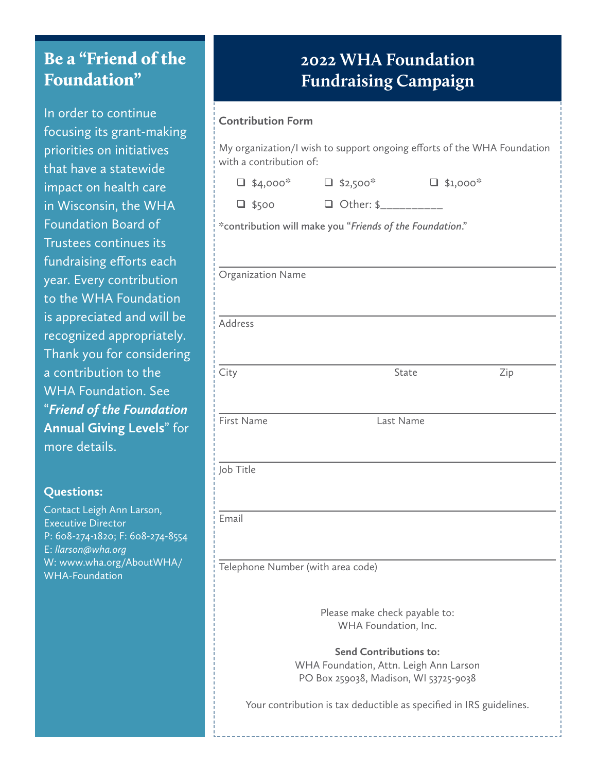## Be a "Friend of the Foundation"

In order to continue focusing its grant-making priorities on initiatives that have a statewide impact on health care in Wisconsin, the WHA Foundation Board of Trustees continues its fundraising efforts each year. Every contribution to the WHA Foundation is appreciated and will be recognized appropriately. Thank you for considering a contribution to the WHA Foundation. See "***Friend of the Foundation* Annual Giving Levels**" for more details.

**Questions:**

Contact Leigh Ann Larson, Executive Director
P: 608-274-1820; F: 608-274-8554
E: *llarson@wha.org*
W: www.wha.org/AboutWHA/WHA-Foundation

# 2022 WHA Foundation Fundraising Campaign

**Contribution Form**

My organization/I wish to support ongoing efforts of the WHA Foundation with a contribution of:

- ❑ $4,000*
- ❑ $2,500*
- ❑ $1,000*
- ❑ $500
- ❑ Other: $__________

**\*contribution will make you "*Friends of the Foundation*."**

Organization Name

Address

City State Zip

First Name Last Name

Job Title

Email

Telephone Number (with area code)

Please make check payable to:
WHA Foundation, Inc.

**Send Contributions to:**
WHA Foundation, Attn. Leigh Ann Larson
PO Box 259038, Madison, WI 53725-9038

Your contribution is tax deductible as specified in IRS guidelines.